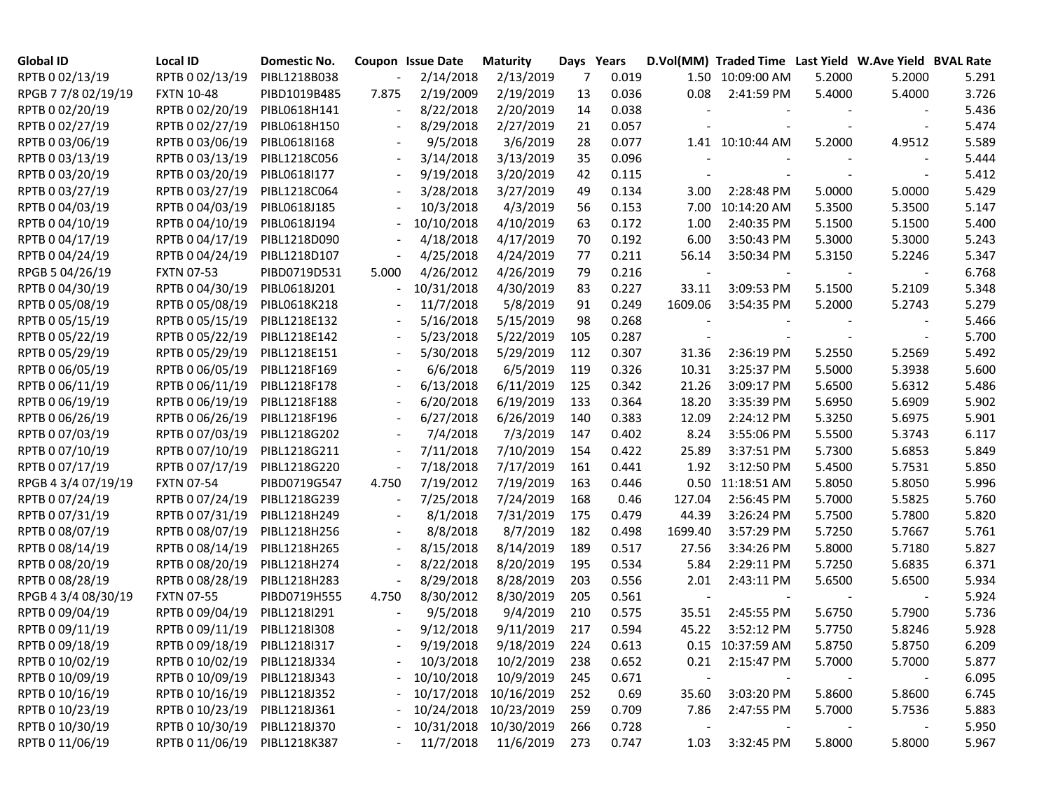| Global ID | Local ID | Domestic No. | Coupon | Issue Date | Maturity | Days | Years | D.Vol(MM) | Traded Time | Last Yield | W.Ave Yield | BVAL Rate |
|---|---|---|---|---|---|---|---|---|---|---|---|---|
| RPTB 0 02/13/19 | RPTB 0 02/13/19 | PIBL1218B038 | - | 2/14/2018 | 2/13/2019 | 7 | 0.019 | 1.50 | 10:09:00 AM | 5.2000 | 5.2000 | 5.291 |
| RPGB 7 7/8 02/19/19 | FXTN 10-48 | PIBD1019B485 | 7.875 | 2/19/2009 | 2/19/2019 | 13 | 0.036 | 0.08 | 2:41:59 PM | 5.4000 | 5.4000 | 3.726 |
| RPTB 0 02/20/19 | RPTB 0 02/20/19 | PIBL0618H141 | - | 8/22/2018 | 2/20/2019 | 14 | 0.038 | - | - | - | - | 5.436 |
| RPTB 0 02/27/19 | RPTB 0 02/27/19 | PIBL0618H150 | - | 8/29/2018 | 2/27/2019 | 21 | 0.057 | - | - | - | - | 5.474 |
| RPTB 0 03/06/19 | RPTB 0 03/06/19 | PIBL0618I168 | - | 9/5/2018 | 3/6/2019 | 28 | 0.077 | 1.41 | 10:10:44 AM | 5.2000 | 4.9512 | 5.589 |
| RPTB 0 03/13/19 | RPTB 0 03/13/19 | PIBL1218C056 | - | 3/14/2018 | 3/13/2019 | 35 | 0.096 | - | - | - | - | 5.444 |
| RPTB 0 03/20/19 | RPTB 0 03/20/19 | PIBL0618I177 | - | 9/19/2018 | 3/20/2019 | 42 | 0.115 | - | - | - | - | 5.412 |
| RPTB 0 03/27/19 | RPTB 0 03/27/19 | PIBL1218C064 | - | 3/28/2018 | 3/27/2019 | 49 | 0.134 | 3.00 | 2:28:48 PM | 5.0000 | 5.0000 | 5.429 |
| RPTB 0 04/03/19 | RPTB 0 04/03/19 | PIBL0618J185 | - | 10/3/2018 | 4/3/2019 | 56 | 0.153 | 7.00 | 10:14:20 AM | 5.3500 | 5.3500 | 5.147 |
| RPTB 0 04/10/19 | RPTB 0 04/10/19 | PIBL0618J194 | - | 10/10/2018 | 4/10/2019 | 63 | 0.172 | 1.00 | 2:40:35 PM | 5.1500 | 5.1500 | 5.400 |
| RPTB 0 04/17/19 | RPTB 0 04/17/19 | PIBL1218D090 | - | 4/18/2018 | 4/17/2019 | 70 | 0.192 | 6.00 | 3:50:43 PM | 5.3000 | 5.3000 | 5.243 |
| RPTB 0 04/24/19 | RPTB 0 04/24/19 | PIBL1218D107 | - | 4/25/2018 | 4/24/2019 | 77 | 0.211 | 56.14 | 3:50:34 PM | 5.3150 | 5.2246 | 5.347 |
| RPGB 5 04/26/19 | FXTN 07-53 | PIBD0719D531 | 5.000 | 4/26/2012 | 4/26/2019 | 79 | 0.216 | - | - | - | - | 6.768 |
| RPTB 0 04/30/19 | RPTB 0 04/30/19 | PIBL0618J201 | - | 10/31/2018 | 4/30/2019 | 83 | 0.227 | 33.11 | 3:09:53 PM | 5.1500 | 5.2109 | 5.348 |
| RPTB 0 05/08/19 | RPTB 0 05/08/19 | PIBL0618K218 | - | 11/7/2018 | 5/8/2019 | 91 | 0.249 | 1609.06 | 3:54:35 PM | 5.2000 | 5.2743 | 5.279 |
| RPTB 0 05/15/19 | RPTB 0 05/15/19 | PIBL1218E132 | - | 5/16/2018 | 5/15/2019 | 98 | 0.268 | - | - | - | - | 5.466 |
| RPTB 0 05/22/19 | RPTB 0 05/22/19 | PIBL1218E142 | - | 5/23/2018 | 5/22/2019 | 105 | 0.287 | - | - | - | - | 5.700 |
| RPTB 0 05/29/19 | RPTB 0 05/29/19 | PIBL1218E151 | - | 5/30/2018 | 5/29/2019 | 112 | 0.307 | 31.36 | 2:36:19 PM | 5.2550 | 5.2569 | 5.492 |
| RPTB 0 06/05/19 | RPTB 0 06/05/19 | PIBL1218F169 | - | 6/6/2018 | 6/5/2019 | 119 | 0.326 | 10.31 | 3:25:37 PM | 5.5000 | 5.3938 | 5.600 |
| RPTB 0 06/11/19 | RPTB 0 06/11/19 | PIBL1218F178 | - | 6/13/2018 | 6/11/2019 | 125 | 0.342 | 21.26 | 3:09:17 PM | 5.6500 | 5.6312 | 5.486 |
| RPTB 0 06/19/19 | RPTB 0 06/19/19 | PIBL1218F188 | - | 6/20/2018 | 6/19/2019 | 133 | 0.364 | 18.20 | 3:35:39 PM | 5.6950 | 5.6909 | 5.902 |
| RPTB 0 06/26/19 | RPTB 0 06/26/19 | PIBL1218F196 | - | 6/27/2018 | 6/26/2019 | 140 | 0.383 | 12.09 | 2:24:12 PM | 5.3250 | 5.6975 | 5.901 |
| RPTB 0 07/03/19 | RPTB 0 07/03/19 | PIBL1218G202 | - | 7/4/2018 | 7/3/2019 | 147 | 0.402 | 8.24 | 3:55:06 PM | 5.5500 | 5.3743 | 6.117 |
| RPTB 0 07/10/19 | RPTB 0 07/10/19 | PIBL1218G211 | - | 7/11/2018 | 7/10/2019 | 154 | 0.422 | 25.89 | 3:37:51 PM | 5.7300 | 5.6853 | 5.849 |
| RPTB 0 07/17/19 | RPTB 0 07/17/19 | PIBL1218G220 | - | 7/18/2018 | 7/17/2019 | 161 | 0.441 | 1.92 | 3:12:50 PM | 5.4500 | 5.7531 | 5.850 |
| RPGB 4 3/4 07/19/19 | FXTN 07-54 | PIBD0719G547 | 4.750 | 7/19/2012 | 7/19/2019 | 163 | 0.446 | 0.50 | 11:18:51 AM | 5.8050 | 5.8050 | 5.996 |
| RPTB 0 07/24/19 | RPTB 0 07/24/19 | PIBL1218G239 | - | 7/25/2018 | 7/24/2019 | 168 | 0.46 | 127.04 | 2:56:45 PM | 5.7000 | 5.5825 | 5.760 |
| RPTB 0 07/31/19 | RPTB 0 07/31/19 | PIBL1218H249 | - | 8/1/2018 | 7/31/2019 | 175 | 0.479 | 44.39 | 3:26:24 PM | 5.7500 | 5.7800 | 5.820 |
| RPTB 0 08/07/19 | RPTB 0 08/07/19 | PIBL1218H256 | - | 8/8/2018 | 8/7/2019 | 182 | 0.498 | 1699.40 | 3:57:29 PM | 5.7250 | 5.7667 | 5.761 |
| RPTB 0 08/14/19 | RPTB 0 08/14/19 | PIBL1218H265 | - | 8/15/2018 | 8/14/2019 | 189 | 0.517 | 27.56 | 3:34:26 PM | 5.8000 | 5.7180 | 5.827 |
| RPTB 0 08/20/19 | RPTB 0 08/20/19 | PIBL1218H274 | - | 8/22/2018 | 8/20/2019 | 195 | 0.534 | 5.84 | 2:29:11 PM | 5.7250 | 5.6835 | 6.371 |
| RPTB 0 08/28/19 | RPTB 0 08/28/19 | PIBL1218H283 | - | 8/29/2018 | 8/28/2019 | 203 | 0.556 | 2.01 | 2:43:11 PM | 5.6500 | 5.6500 | 5.934 |
| RPGB 4 3/4 08/30/19 | FXTN 07-55 | PIBD0719H555 | 4.750 | 8/30/2012 | 8/30/2019 | 205 | 0.561 | - | - | - | - | 5.924 |
| RPTB 0 09/04/19 | RPTB 0 09/04/19 | PIBL1218I291 | - | 9/5/2018 | 9/4/2019 | 210 | 0.575 | 35.51 | 2:45:55 PM | 5.6750 | 5.7900 | 5.736 |
| RPTB 0 09/11/19 | RPTB 0 09/11/19 | PIBL1218I308 | - | 9/12/2018 | 9/11/2019 | 217 | 0.594 | 45.22 | 3:52:12 PM | 5.7750 | 5.8246 | 5.928 |
| RPTB 0 09/18/19 | RPTB 0 09/18/19 | PIBL1218I317 | - | 9/19/2018 | 9/18/2019 | 224 | 0.613 | 0.15 | 10:37:59 AM | 5.8750 | 5.8750 | 6.209 |
| RPTB 0 10/02/19 | RPTB 0 10/02/19 | PIBL1218J334 | - | 10/3/2018 | 10/2/2019 | 238 | 0.652 | 0.21 | 2:15:47 PM | 5.7000 | 5.7000 | 5.877 |
| RPTB 0 10/09/19 | RPTB 0 10/09/19 | PIBL1218J343 | - | 10/10/2018 | 10/9/2019 | 245 | 0.671 | - | - | - | - | 6.095 |
| RPTB 0 10/16/19 | RPTB 0 10/16/19 | PIBL1218J352 | - | 10/17/2018 | 10/16/2019 | 252 | 0.69 | 35.60 | 3:03:20 PM | 5.8600 | 5.8600 | 6.745 |
| RPTB 0 10/23/19 | RPTB 0 10/23/19 | PIBL1218J361 | - | 10/24/2018 | 10/23/2019 | 259 | 0.709 | 7.86 | 2:47:55 PM | 5.7000 | 5.7536 | 5.883 |
| RPTB 0 10/30/19 | RPTB 0 10/30/19 | PIBL1218J370 | - | 10/31/2018 | 10/30/2019 | 266 | 0.728 | - | - | - | - | 5.950 |
| RPTB 0 11/06/19 | RPTB 0 11/06/19 | PIBL1218K387 | - | 11/7/2018 | 11/6/2019 | 273 | 0.747 | 1.03 | 3:32:45 PM | 5.8000 | 5.8000 | 5.967 |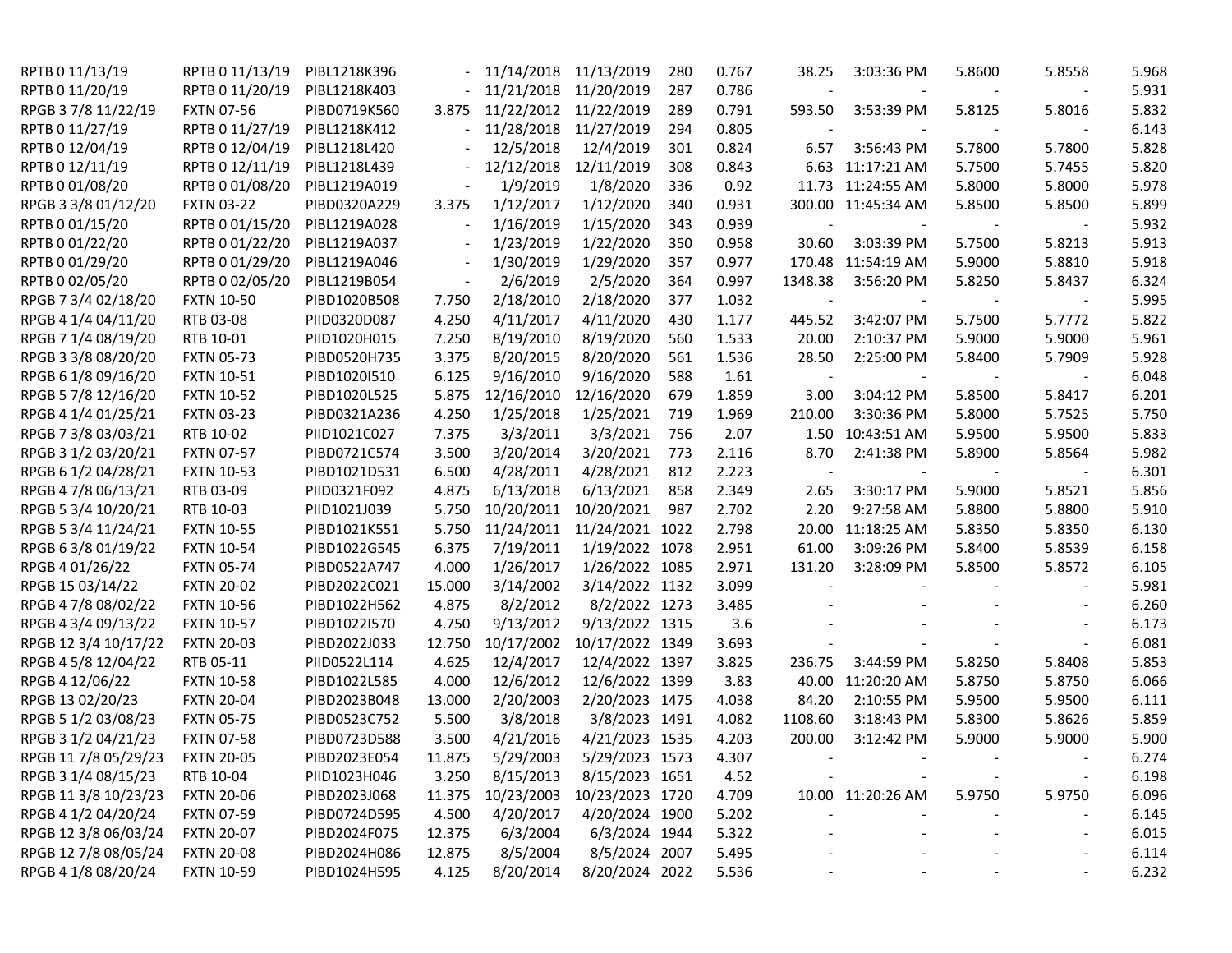| | | | | | | | | | | | | |
|---|---|---|---|---|---|---|---|---|---|---|---|---|
| RPTB 0 11/13/19 | RPTB 0 11/13/19 | PIBL1218K396 | - | 11/14/2018 | 11/13/2019 | 280 | 0.767 | 38.25 | 3:03:36 PM | 5.8600 | 5.8558 | 5.968 |
| RPTB 0 11/20/19 | RPTB 0 11/20/19 | PIBL1218K403 | - | 11/21/2018 | 11/20/2019 | 287 | 0.786 | - | - | - | - | 5.931 |
| RPGB 3 7/8 11/22/19 | FXTN 07-56 | PIBD0719K560 | 3.875 | 11/22/2012 | 11/22/2019 | 289 | 0.791 | 593.50 | 3:53:39 PM | 5.8125 | 5.8016 | 5.832 |
| RPTB 0 11/27/19 | RPTB 0 11/27/19 | PIBL1218K412 | - | 11/28/2018 | 11/27/2019 | 294 | 0.805 | - | - | - | - | 6.143 |
| RPTB 0 12/04/19 | RPTB 0 12/04/19 | PIBL1218L420 | - | 12/5/2018 | 12/4/2019 | 301 | 0.824 | 6.57 | 3:56:43 PM | 5.7800 | 5.7800 | 5.828 |
| RPTB 0 12/11/19 | RPTB 0 12/11/19 | PIBL1218L439 | - | 12/12/2018 | 12/11/2019 | 308 | 0.843 | 6.63 | 11:17:21 AM | 5.7500 | 5.7455 | 5.820 |
| RPTB 0 01/08/20 | RPTB 0 01/08/20 | PIBL1219A019 | - | 1/9/2019 | 1/8/2020 | 336 | 0.92 | 11.73 | 11:24:55 AM | 5.8000 | 5.8000 | 5.978 |
| RPGB 3 3/8 01/12/20 | FXTN 03-22 | PIBD0320A229 | 3.375 | 1/12/2017 | 1/12/2020 | 340 | 0.931 | 300.00 | 11:45:34 AM | 5.8500 | 5.8500 | 5.899 |
| RPTB 0 01/15/20 | RPTB 0 01/15/20 | PIBL1219A028 | - | 1/16/2019 | 1/15/2020 | 343 | 0.939 | - | - | - | - | 5.932 |
| RPTB 0 01/22/20 | RPTB 0 01/22/20 | PIBL1219A037 | - | 1/23/2019 | 1/22/2020 | 350 | 0.958 | 30.60 | 3:03:39 PM | 5.7500 | 5.8213 | 5.913 |
| RPTB 0 01/29/20 | RPTB 0 01/29/20 | PIBL1219A046 | - | 1/30/2019 | 1/29/2020 | 357 | 0.977 | 170.48 | 11:54:19 AM | 5.9000 | 5.8810 | 5.918 |
| RPTB 0 02/05/20 | RPTB 0 02/05/20 | PIBL1219B054 | - | 2/6/2019 | 2/5/2020 | 364 | 0.997 | 1348.38 | 3:56:20 PM | 5.8250 | 5.8437 | 6.324 |
| RPGB 7 3/4 02/18/20 | FXTN 10-50 | PIBD1020B508 | 7.750 | 2/18/2010 | 2/18/2020 | 377 | 1.032 | - | - | - | - | 5.995 |
| RPGB 4 1/4 04/11/20 | RTB 03-08 | PIID0320D087 | 4.250 | 4/11/2017 | 4/11/2020 | 430 | 1.177 | 445.52 | 3:42:07 PM | 5.7500 | 5.7772 | 5.822 |
| RPGB 7 1/4 08/19/20 | RTB 10-01 | PIID1020H015 | 7.250 | 8/19/2010 | 8/19/2020 | 560 | 1.533 | 20.00 | 2:10:37 PM | 5.9000 | 5.9000 | 5.961 |
| RPGB 3 3/8 08/20/20 | FXTN 05-73 | PIBD0520H735 | 3.375 | 8/20/2015 | 8/20/2020 | 561 | 1.536 | 28.50 | 2:25:00 PM | 5.8400 | 5.7909 | 5.928 |
| RPGB 6 1/8 09/16/20 | FXTN 10-51 | PIBD1020I510 | 6.125 | 9/16/2010 | 9/16/2020 | 588 | 1.61 | - | - | - | - | 6.048 |
| RPGB 5 7/8 12/16/20 | FXTN 10-52 | PIBD1020L525 | 5.875 | 12/16/2010 | 12/16/2020 | 679 | 1.859 | 3.00 | 3:04:12 PM | 5.8500 | 5.8417 | 6.201 |
| RPGB 4 1/4 01/25/21 | FXTN 03-23 | PIBD0321A236 | 4.250 | 1/25/2018 | 1/25/2021 | 719 | 1.969 | 210.00 | 3:30:36 PM | 5.8000 | 5.7525 | 5.750 |
| RPGB 7 3/8 03/03/21 | RTB 10-02 | PIID1021C027 | 7.375 | 3/3/2011 | 3/3/2021 | 756 | 2.07 | 1.50 | 10:43:51 AM | 5.9500 | 5.9500 | 5.833 |
| RPGB 3 1/2 03/20/21 | FXTN 07-57 | PIBD0721C574 | 3.500 | 3/20/2014 | 3/20/2021 | 773 | 2.116 | 8.70 | 2:41:38 PM | 5.8900 | 5.8564 | 5.982 |
| RPGB 6 1/2 04/28/21 | FXTN 10-53 | PIBD1021D531 | 6.500 | 4/28/2011 | 4/28/2021 | 812 | 2.223 | - | - | - | - | 6.301 |
| RPGB 4 7/8 06/13/21 | RTB 03-09 | PIID0321F092 | 4.875 | 6/13/2018 | 6/13/2021 | 858 | 2.349 | 2.65 | 3:30:17 PM | 5.9000 | 5.8521 | 5.856 |
| RPGB 5 3/4 10/20/21 | RTB 10-03 | PIID1021J039 | 5.750 | 10/20/2011 | 10/20/2021 | 987 | 2.702 | 2.20 | 9:27:58 AM | 5.8800 | 5.8800 | 5.910 |
| RPGB 5 3/4 11/24/21 | FXTN 10-55 | PIBD1021K551 | 5.750 | 11/24/2011 | 11/24/2021 | 1022 | 2.798 | 20.00 | 11:18:25 AM | 5.8350 | 5.8350 | 6.130 |
| RPGB 6 3/8 01/19/22 | FXTN 10-54 | PIBD1022G545 | 6.375 | 7/19/2011 | 1/19/2022 | 1078 | 2.951 | 61.00 | 3:09:26 PM | 5.8400 | 5.8539 | 6.158 |
| RPGB 4 01/26/22 | FXTN 05-74 | PIBD0522A747 | 4.000 | 1/26/2017 | 1/26/2022 | 1085 | 2.971 | 131.20 | 3:28:09 PM | 5.8500 | 5.8572 | 6.105 |
| RPGB 15 03/14/22 | FXTN 20-02 | PIBD2022C021 | 15.000 | 3/14/2002 | 3/14/2022 | 1132 | 3.099 | - | - | - | - | 5.981 |
| RPGB 4 7/8 08/02/22 | FXTN 10-56 | PIBD1022H562 | 4.875 | 8/2/2012 | 8/2/2022 | 1273 | 3.485 | - | - | - | - | 6.260 |
| RPGB 4 3/4 09/13/22 | FXTN 10-57 | PIBD1022I570 | 4.750 | 9/13/2012 | 9/13/2022 | 1315 | 3.6 | - | - | - | - | 6.173 |
| RPGB 12 3/4 10/17/22 | FXTN 20-03 | PIBD2022J033 | 12.750 | 10/17/2002 | 10/17/2022 | 1349 | 3.693 | - | - | - | - | 6.081 |
| RPGB 4 5/8 12/04/22 | RTB 05-11 | PIID0522L114 | 4.625 | 12/4/2017 | 12/4/2022 | 1397 | 3.825 | 236.75 | 3:44:59 PM | 5.8250 | 5.8408 | 5.853 |
| RPGB 4 12/06/22 | FXTN 10-58 | PIBD1022L585 | 4.000 | 12/6/2012 | 12/6/2022 | 1399 | 3.83 | 40.00 | 11:20:20 AM | 5.8750 | 5.8750 | 6.066 |
| RPGB 13 02/20/23 | FXTN 20-04 | PIBD2023B048 | 13.000 | 2/20/2003 | 2/20/2023 | 1475 | 4.038 | 84.20 | 2:10:55 PM | 5.9500 | 5.9500 | 6.111 |
| RPGB 5 1/2 03/08/23 | FXTN 05-75 | PIBD0523C752 | 5.500 | 3/8/2018 | 3/8/2023 | 1491 | 4.082 | 1108.60 | 3:18:43 PM | 5.8300 | 5.8626 | 5.859 |
| RPGB 3 1/2 04/21/23 | FXTN 07-58 | PIBD0723D588 | 3.500 | 4/21/2016 | 4/21/2023 | 1535 | 4.203 | 200.00 | 3:12:42 PM | 5.9000 | 5.9000 | 5.900 |
| RPGB 11 7/8 05/29/23 | FXTN 20-05 | PIBD2023E054 | 11.875 | 5/29/2003 | 5/29/2023 | 1573 | 4.307 | - | - | - | - | 6.274 |
| RPGB 3 1/4 08/15/23 | RTB 10-04 | PIID1023H046 | 3.250 | 8/15/2013 | 8/15/2023 | 1651 | 4.52 | - | - | - | - | 6.198 |
| RPGB 11 3/8 10/23/23 | FXTN 20-06 | PIBD2023J068 | 11.375 | 10/23/2003 | 10/23/2023 | 1720 | 4.709 | 10.00 | 11:20:26 AM | 5.9750 | 5.9750 | 6.096 |
| RPGB 4 1/2 04/20/24 | FXTN 07-59 | PIBD0724D595 | 4.500 | 4/20/2017 | 4/20/2024 | 1900 | 5.202 | - | - | - | - | 6.145 |
| RPGB 12 3/8 06/03/24 | FXTN 20-07 | PIBD2024F075 | 12.375 | 6/3/2004 | 6/3/2024 | 1944 | 5.322 | - | - | - | - | 6.015 |
| RPGB 12 7/8 08/05/24 | FXTN 20-08 | PIBD2024H086 | 12.875 | 8/5/2004 | 8/5/2024 | 2007 | 5.495 | - | - | - | - | 6.114 |
| RPGB 4 1/8 08/20/24 | FXTN 10-59 | PIBD1024H595 | 4.125 | 8/20/2014 | 8/20/2024 | 2022 | 5.536 | - | - | - | - | 6.232 |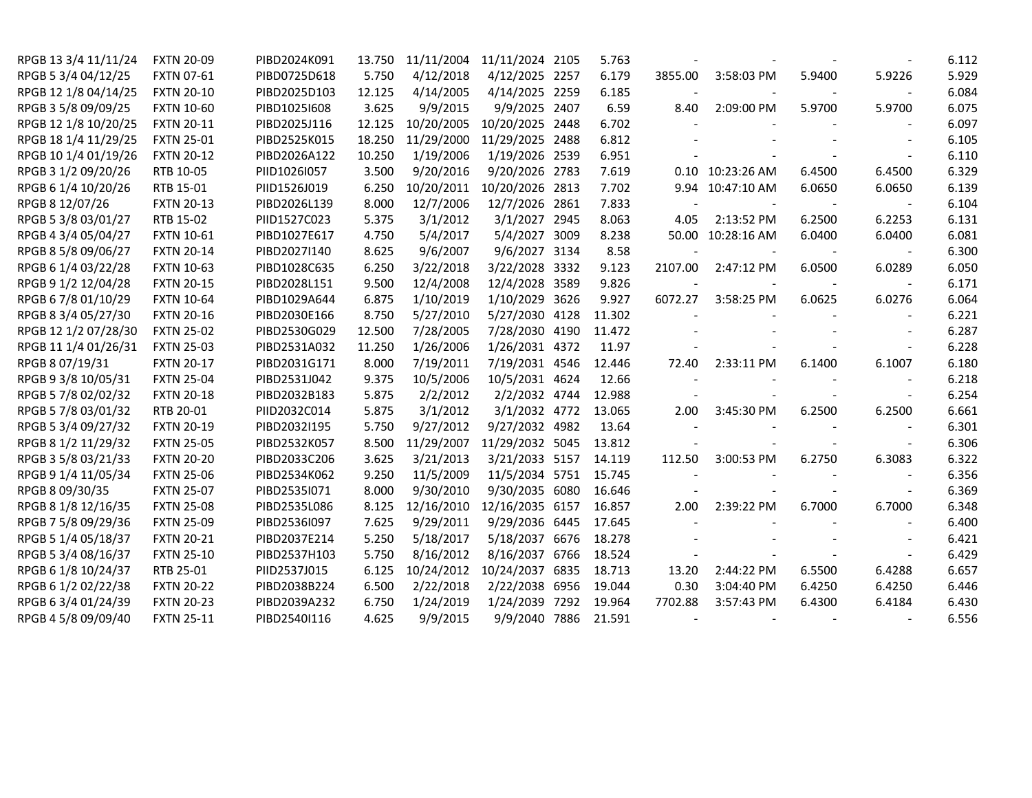| | | | | | | | | | | | | | |
|---|---|---|---|---|---|---|---|---|---|---|---|---|---|
| RPGB 13 3/4 11/11/24 | FXTN 20-09 | PIBD2024K091 | 13.750 | 11/11/2004 | 11/11/2024 | 2105 | 5.763 | - | - | - | - | 6.112 |
| RPGB 5 3/4 04/12/25 | FXTN 07-61 | PIBD0725D618 | 5.750 | 4/12/2018 | 4/12/2025 | 2257 | 6.179 | 3855.00 | 3:58:03 PM | 5.9400 | 5.9226 | 5.929 |
| RPGB 12 1/8 04/14/25 | FXTN 20-10 | PIBD2025D103 | 12.125 | 4/14/2005 | 4/14/2025 | 2259 | 6.185 | - | - | - | - | 6.084 |
| RPGB 3 5/8 09/09/25 | FXTN 10-60 | PIBD1025I608 | 3.625 | 9/9/2015 | 9/9/2025 | 2407 | 6.59 | 8.40 | 2:09:00 PM | 5.9700 | 5.9700 | 6.075 |
| RPGB 12 1/8 10/20/25 | FXTN 20-11 | PIBD2025J116 | 12.125 | 10/20/2005 | 10/20/2025 | 2448 | 6.702 | - | - | - | - | 6.097 |
| RPGB 18 1/4 11/29/25 | FXTN 25-01 | PIBD2525K015 | 18.250 | 11/29/2000 | 11/29/2025 | 2488 | 6.812 | - | - | - | - | 6.105 |
| RPGB 10 1/4 01/19/26 | FXTN 20-12 | PIBD2026A122 | 10.250 | 1/19/2006 | 1/19/2026 | 2539 | 6.951 | - | - | - | - | 6.110 |
| RPGB 3 1/2 09/20/26 | RTB 10-05 | PIID1026I057 | 3.500 | 9/20/2016 | 9/20/2026 | 2783 | 7.619 | 0.10 | 10:23:26 AM | 6.4500 | 6.4500 | 6.329 |
| RPGB 6 1/4 10/20/26 | RTB 15-01 | PIID1526J019 | 6.250 | 10/20/2011 | 10/20/2026 | 2813 | 7.702 | 9.94 | 10:47:10 AM | 6.0650 | 6.0650 | 6.139 |
| RPGB 8 12/07/26 | FXTN 20-13 | PIBD2026L139 | 8.000 | 12/7/2006 | 12/7/2026 | 2861 | 7.833 | - | - | - | - | 6.104 |
| RPGB 5 3/8 03/01/27 | RTB 15-02 | PIID1527C023 | 5.375 | 3/1/2012 | 3/1/2027 | 2945 | 8.063 | 4.05 | 2:13:52 PM | 6.2500 | 6.2253 | 6.131 |
| RPGB 4 3/4 05/04/27 | FXTN 10-61 | PIBD1027E617 | 4.750 | 5/4/2017 | 5/4/2027 | 3009 | 8.238 | 50.00 | 10:28:16 AM | 6.0400 | 6.0400 | 6.081 |
| RPGB 8 5/8 09/06/27 | FXTN 20-14 | PIBD2027I140 | 8.625 | 9/6/2007 | 9/6/2027 | 3134 | 8.58 | - | - | - | - | 6.300 |
| RPGB 6 1/4 03/22/28 | FXTN 10-63 | PIBD1028C635 | 6.250 | 3/22/2018 | 3/22/2028 | 3332 | 9.123 | 2107.00 | 2:47:12 PM | 6.0500 | 6.0289 | 6.050 |
| RPGB 9 1/2 12/04/28 | FXTN 20-15 | PIBD2028L151 | 9.500 | 12/4/2008 | 12/4/2028 | 3589 | 9.826 | - | - | - | - | 6.171 |
| RPGB 6 7/8 01/10/29 | FXTN 10-64 | PIBD1029A644 | 6.875 | 1/10/2019 | 1/10/2029 | 3626 | 9.927 | 6072.27 | 3:58:25 PM | 6.0625 | 6.0276 | 6.064 |
| RPGB 8 3/4 05/27/30 | FXTN 20-16 | PIBD2030E166 | 8.750 | 5/27/2010 | 5/27/2030 | 4128 | 11.302 | - | - | - | - | 6.221 |
| RPGB 12 1/2 07/28/30 | FXTN 25-02 | PIBD2530G029 | 12.500 | 7/28/2005 | 7/28/2030 | 4190 | 11.472 | - | - | - | - | 6.287 |
| RPGB 11 1/4 01/26/31 | FXTN 25-03 | PIBD2531A032 | 11.250 | 1/26/2006 | 1/26/2031 | 4372 | 11.97 | - | - | - | - | 6.228 |
| RPGB 8 07/19/31 | FXTN 20-17 | PIBD2031G171 | 8.000 | 7/19/2011 | 7/19/2031 | 4546 | 12.446 | 72.40 | 2:33:11 PM | 6.1400 | 6.1007 | 6.180 |
| RPGB 9 3/8 10/05/31 | FXTN 25-04 | PIBD2531J042 | 9.375 | 10/5/2006 | 10/5/2031 | 4624 | 12.66 | - | - | - | - | 6.218 |
| RPGB 5 7/8 02/02/32 | FXTN 20-18 | PIBD2032B183 | 5.875 | 2/2/2012 | 2/2/2032 | 4744 | 12.988 | - | - | - | - | 6.254 |
| RPGB 5 7/8 03/01/32 | RTB 20-01 | PIID2032C014 | 5.875 | 3/1/2012 | 3/1/2032 | 4772 | 13.065 | 2.00 | 3:45:30 PM | 6.2500 | 6.2500 | 6.661 |
| RPGB 5 3/4 09/27/32 | FXTN 20-19 | PIBD2032I195 | 5.750 | 9/27/2012 | 9/27/2032 | 4982 | 13.64 | - | - | - | - | 6.301 |
| RPGB 8 1/2 11/29/32 | FXTN 25-05 | PIBD2532K057 | 8.500 | 11/29/2007 | 11/29/2032 | 5045 | 13.812 | - | - | - | - | 6.306 |
| RPGB 3 5/8 03/21/33 | FXTN 20-20 | PIBD2033C206 | 3.625 | 3/21/2013 | 3/21/2033 | 5157 | 14.119 | 112.50 | 3:00:53 PM | 6.2750 | 6.3083 | 6.322 |
| RPGB 9 1/4 11/05/34 | FXTN 25-06 | PIBD2534K062 | 9.250 | 11/5/2009 | 11/5/2034 | 5751 | 15.745 | - | - | - | - | 6.356 |
| RPGB 8 09/30/35 | FXTN 25-07 | PIBD2535I071 | 8.000 | 9/30/2010 | 9/30/2035 | 6080 | 16.646 | - | - | - | - | 6.369 |
| RPGB 8 1/8 12/16/35 | FXTN 25-08 | PIBD2535L086 | 8.125 | 12/16/2010 | 12/16/2035 | 6157 | 16.857 | 2.00 | 2:39:22 PM | 6.7000 | 6.7000 | 6.348 |
| RPGB 7 5/8 09/29/36 | FXTN 25-09 | PIBD2536I097 | 7.625 | 9/29/2011 | 9/29/2036 | 6445 | 17.645 | - | - | - | - | 6.400 |
| RPGB 5 1/4 05/18/37 | FXTN 20-21 | PIBD2037E214 | 5.250 | 5/18/2017 | 5/18/2037 | 6676 | 18.278 | - | - | - | - | 6.421 |
| RPGB 5 3/4 08/16/37 | FXTN 25-10 | PIBD2537H103 | 5.750 | 8/16/2012 | 8/16/2037 | 6766 | 18.524 | - | - | - | - | 6.429 |
| RPGB 6 1/8 10/24/37 | RTB 25-01 | PIID2537J015 | 6.125 | 10/24/2012 | 10/24/2037 | 6835 | 18.713 | 13.20 | 2:44:22 PM | 6.5500 | 6.4288 | 6.657 |
| RPGB 6 1/2 02/22/38 | FXTN 20-22 | PIBD2038B224 | 6.500 | 2/22/2018 | 2/22/2038 | 6956 | 19.044 | 0.30 | 3:04:40 PM | 6.4250 | 6.4250 | 6.446 |
| RPGB 6 3/4 01/24/39 | FXTN 20-23 | PIBD2039A232 | 6.750 | 1/24/2019 | 1/24/2039 | 7292 | 19.964 | 7702.88 | 3:57:43 PM | 6.4300 | 6.4184 | 6.430 |
| RPGB 4 5/8 09/09/40 | FXTN 25-11 | PIBD2540I116 | 4.625 | 9/9/2015 | 9/9/2040 | 7886 | 21.591 | - | - | - | - | 6.556 |